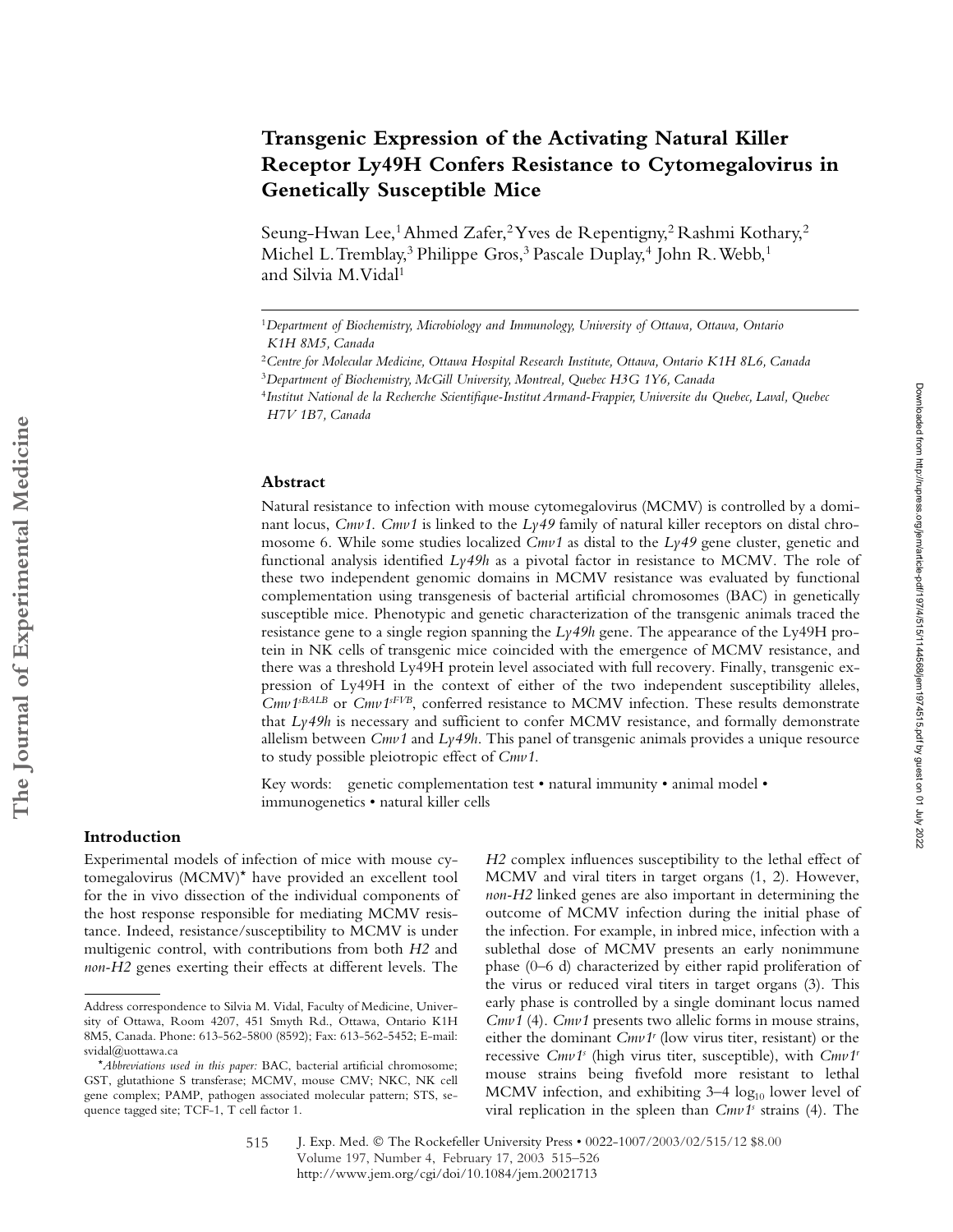# Transgenic Expression of the Activating Natural Killer Receptor Ly49H Confers Resistance to Cytomegalovirus in Genetically Susceptible Mice

Seung-Hwan Lee,[1] Ahmed Zafer,[2] Yves de Repentigny,[2] Rashmi Kothary,[2] Michel L. Tremblay,[3] Philippe Gros,[3] Pascale Duplay,[4] John R. Webb,[1] and Silvia M. Vidal[1]

[1] *Department of Biochemistry, Microbiology and Immunology, University of Ottawa, Ottawa, Ontario K1H 8M5, Canada*

[2] *Centre for Molecular Medicine, Ottawa Hospital Research Institute, Ottawa, Ontario K1H 8L6, Canada*

[3] *Department of Biochemistry, McGill University, Montreal, Quebec H3G 1Y6, Canada*

[4] *Institut National de la Recherche Scientifique-Institut Armand-Frappier, Universite du Quebec, Laval, Quebec H7V 1B7, Canada*

## Abstract

Natural resistance to infection with mouse cytomegalovirus (MCMV) is controlled by a dominant locus, *Cmv1*. *Cmv1* is linked to the *Ly49* family of natural killer receptors on distal chromosome 6. While some studies localized *Cmv1* as distal to the *Ly49* gene cluster, genetic and functional analysis identified *Ly49h* as a pivotal factor in resistance to MCMV. The role of these two independent genomic domains in MCMV resistance was evaluated by functional complementation using transgenesis of bacterial artificial chromosomes (BAC) in genetically susceptible mice. Phenotypic and genetic characterization of the transgenic animals traced the resistance gene to a single region spanning the *Ly49h* gene. The appearance of the Ly49H protein in NK cells of transgenic mice coincided with the emergence of MCMV resistance, and there was a threshold Ly49H protein level associated with full recovery. Finally, transgenic expression of Ly49H in the context of either of the two independent susceptibility alleles, *Cmv1^{sBALB}* or *Cmv1^{sFVB}*, conferred resistance to MCMV infection. These results demonstrate that *Ly49h* is necessary and sufficient to confer MCMV resistance, and formally demonstrate allelism between *Cmv1* and *Ly49h*. This panel of transgenic animals provides a unique resource to study possible pleiotropic effect of *Cmv1*.

Key words: genetic complementation test • natural immunity • animal model • immunogenetics • natural killer cells

## Introduction

Experimental models of infection of mice with mouse cytomegalovirus (MCMV)* have provided an excellent tool for the in vivo dissection of the individual components of the host response responsible for mediating MCMV resistance. Indeed, resistance/susceptibility to MCMV is under multigenic control, with contributions from both *H2* and *non-H2* genes exerting their effects at different levels. The *H2* complex influences susceptibility to the lethal effect of MCMV and viral titers in target organs (1, 2). However, *non-H2* linked genes are also important in determining the outcome of MCMV infection during the initial phase of the infection. For example, in inbred mice, infection with a sublethal dose of MCMV presents an early nonimmune phase (0–6 d) characterized by either rapid proliferation of the virus or reduced viral titers in target organs (3). This early phase is controlled by a single dominant locus named *Cmv1* (4). *Cmv1* presents two allelic forms in mouse strains, either the dominant *Cmv1^r* (low virus titer, resistant) or the recessive *Cmv1^s* (high virus titer, susceptible), with *Cmv1^r* mouse strains being fivefold more resistant to lethal MCMV infection, and exhibiting 3–4 $\log_{10}$ lower level of viral replication in the spleen than *Cmv1^s* strains (4). The

---

Address correspondence to Silvia M. Vidal, Faculty of Medicine, University of Ottawa, Room 4207, 451 Smyth Rd., Ottawa, Ontario K1H 8M5, Canada. Phone: 613-562-5800 (8592); Fax: 613-562-5452; E-mail: svidal@uottawa.ca

*\*Abbreviations used in this paper:* BAC, bacterial artificial chromosome; GST, glutathione S transferase; MCMV, mouse CMV; NKC, NK cell gene complex; PAMP, pathogen associated molecular pattern; STS, sequence tagged site; TCF-1, T cell factor 1.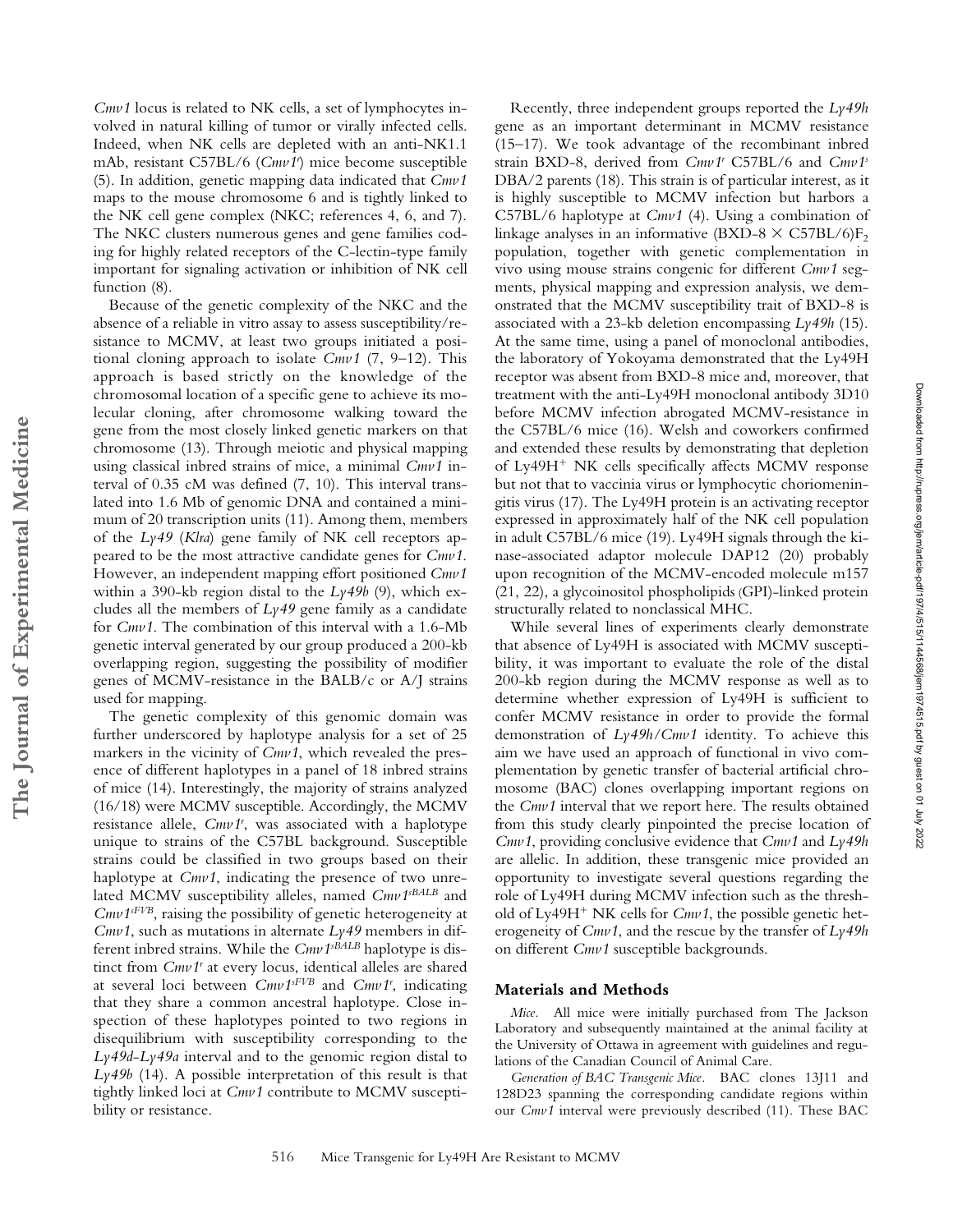*Cmv1* locus is related to NK cells, a set of lymphocytes involved in natural killing of tumor or virally infected cells. Indeed, when NK cells are depleted with an anti-NK1.1 mAb, resistant C57BL/6 (*Cmv1*$^r$) mice become susceptible (5). In addition, genetic mapping data indicated that *Cmv1* maps to the mouse chromosome 6 and is tightly linked to the NK cell gene complex (NKC; references 4, 6, and 7). The NKC clusters numerous genes and gene families coding for highly related receptors of the C-lectin-type family important for signaling activation or inhibition of NK cell function (8).

Because of the genetic complexity of the NKC and the absence of a reliable in vitro assay to assess susceptibility/resistance to MCMV, at least two groups initiated a positional cloning approach to isolate *Cmv1* (7, 9–12). This approach is based strictly on the knowledge of the chromosomal location of a specific gene to achieve its molecular cloning, after chromosome walking toward the gene from the most closely linked genetic markers on that chromosome (13). Through meiotic and physical mapping using classical inbred strains of mice, a minimal *Cmv1* interval of 0.35 cM was defined (7, 10). This interval translated into 1.6 Mb of genomic DNA and contained a minimum of 20 transcription units (11). Among them, members of the *Ly49* (*Klra*) gene family of NK cell receptors appeared to be the most attractive candidate genes for *Cmv1*. However, an independent mapping effort positioned *Cmv1* within a 390-kb region distal to the *Ly49b* (9), which excludes all the members of *Ly49* gene family as a candidate for *Cmv1*. The combination of this interval with a 1.6-Mb genetic interval generated by our group produced a 200-kb overlapping region, suggesting the possibility of modifier genes of MCMV-resistance in the BALB/c or A/J strains used for mapping.

The genetic complexity of this genomic domain was further underscored by haplotype analysis for a set of 25 markers in the vicinity of *Cmv1*, which revealed the presence of different haplotypes in a panel of 18 inbred strains of mice (14). Interestingly, the majority of strains analyzed (16/18) were MCMV susceptible. Accordingly, the MCMV resistance allele, *Cmv1*$^r$, was associated with a haplotype unique to strains of the C57BL background. Susceptible strains could be classified in two groups based on their haplotype at *Cmv1*, indicating the presence of two unrelated MCMV susceptibility alleles, named *Cmv1*$^{sBALB}$ and *Cmv1*$^{sFVB}$, raising the possibility of genetic heterogeneity at *Cmv1*, such as mutations in alternate *Ly49* members in different inbred strains. While the *Cmv1*$^{sBALB}$ haplotype is distinct from *Cmv1*$^r$ at every locus, identical alleles are shared at several loci between *Cmv1*$^{sFVB}$ and *Cmv1*$^r$, indicating that they share a common ancestral haplotype. Close inspection of these haplotypes pointed to two regions in disequilibrium with susceptibility corresponding to the *Ly49d*-*Ly49a* interval and to the genomic region distal to *Ly49b* (14). A possible interpretation of this result is that tightly linked loci at *Cmv1* contribute to MCMV susceptibility or resistance.

Recently, three independent groups reported the *Ly49h* gene as an important determinant in MCMV resistance (15–17). We took advantage of the recombinant inbred strain BXD-8, derived from *Cmv1*$^r$ C57BL/6 and *Cmv1*$^s$ DBA/2 parents (18). This strain is of particular interest, as it is highly susceptible to MCMV infection but harbors a C57BL/6 haplotype at *Cmv1* (4). Using a combination of linkage analyses in an informative (BXD-8 × C57BL/6)$F_2$ population, together with genetic complementation in vivo using mouse strains congenic for different *Cmv1* segments, physical mapping and expression analysis, we demonstrated that the MCMV susceptibility trait of BXD-8 is associated with a 23-kb deletion encompassing *Ly49h* (15). At the same time, using a panel of monoclonal antibodies, the laboratory of Yokoyama demonstrated that the Ly49H receptor was absent from BXD-8 mice and, moreover, that treatment with the anti-Ly49H monoclonal antibody 3D10 before MCMV infection abrogated MCMV-resistance in the C57BL/6 mice (16). Welsh and coworkers confirmed and extended these results by demonstrating that depletion of Ly49H$^+$ NK cells specifically affects MCMV response but not that to vaccinia virus or lymphocytic choriomeningitis virus (17). The Ly49H protein is an activating receptor expressed in approximately half of the NK cell population in adult C57BL/6 mice (19). Ly49H signals through the kinase-associated adaptor molecule DAP12 (20) probably upon recognition of the MCMV-encoded molecule m157 (21, 22), a glycoinositol phospholipids (GPI)-linked protein structurally related to nonclassical MHC.

While several lines of experiments clearly demonstrate that absence of Ly49H is associated with MCMV susceptibility, it was important to evaluate the role of the distal 200-kb region during the MCMV response as well as to determine whether expression of Ly49H is sufficient to confer MCMV resistance in order to provide the formal demonstration of *Ly49h*/*Cmv1* identity. To achieve this aim we have used an approach of functional in vivo complementation by genetic transfer of bacterial artificial chromosome (BAC) clones overlapping important regions on the *Cmv1* interval that we report here. The results obtained from this study clearly pinpointed the precise location of *Cmv1*, providing conclusive evidence that *Cmv1* and *Ly49h* are allelic. In addition, these transgenic mice provided an opportunity to investigate several questions regarding the role of Ly49H during MCMV infection such as the threshold of Ly49H$^+$ NK cells for *Cmv1*, the possible genetic heterogeneity of *Cmv1*, and the rescue by the transfer of *Ly49h* on different *Cmv1* susceptible backgrounds.

## Materials and Methods

*Mice.* All mice were initially purchased from The Jackson Laboratory and subsequently maintained at the animal facility at the University of Ottawa in agreement with guidelines and regulations of the Canadian Council of Animal Care.

*Generation of BAC Transgenic Mice.* BAC clones 13J11 and 128D23 spanning the corresponding candidate regions within our *Cmv1* interval were previously described (11). These BAC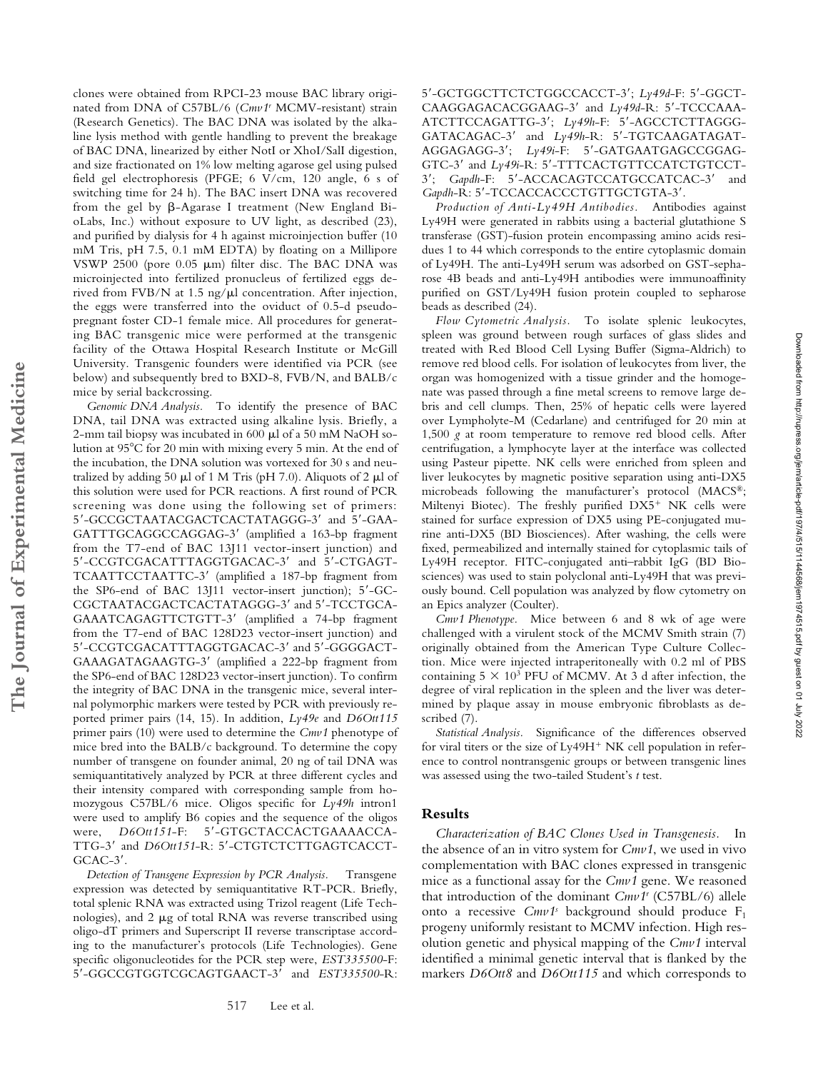clones were obtained from RPCI-23 mouse BAC library originated from DNA of C57BL/6 (*Cmv1[r]* MCMV-resistant) strain (Research Genetics). The BAC DNA was isolated by the alkaline lysis method with gentle handling to prevent the breakage of BAC DNA, linearized by either NotI or XhoI/SalI digestion, and size fractionated on 1% low melting agarose gel using pulsed field gel electrophoresis (PFGE; 6 V/cm, 120 angle, 6 s of switching time for 24 h). The BAC insert DNA was recovered from the gel by β-Agarase I treatment (New England BioLabs, Inc.) without exposure to UV light, as described (23), and purified by dialysis for 4 h against microinjection buffer (10 mM Tris, pH 7.5, 0.1 mM EDTA) by floating on a Millipore VSWP 2500 (pore 0.05 μm) filter disc. The BAC DNA was microinjected into fertilized pronucleus of fertilized eggs derived from FVB/N at 1.5 ng/μl concentration. After injection, the eggs were transferred into the oviduct of 0.5-d pseudopregnant foster CD-1 female mice. All procedures for generating BAC transgenic mice were performed at the transgenic facility of the Ottawa Hospital Research Institute or McGill University. Transgenic founders were identified via PCR (see below) and subsequently bred to BXD-8, FVB/N, and BALB/c mice by serial backcrossing.

*Genomic DNA Analysis.* To identify the presence of BAC DNA, tail DNA was extracted using alkaline lysis. Briefly, a 2-mm tail biopsy was incubated in 600 μl of a 50 mM NaOH solution at 95°C for 20 min with mixing every 5 min. At the end of the incubation, the DNA solution was vortexed for 30 s and neutralized by adding 50 μl of 1 M Tris (pH 7.0). Aliquots of 2 μl of this solution were used for PCR reactions. A first round of PCR screening was done using the following set of primers: 5′-GCCGCTAATACGACTCACTATAGGG-3′ and 5′-GAAGATTTGCAGGCCAGGAG-3′ (amplified a 163-bp fragment from the T7-end of BAC 13J11 vector-insert junction) and 5′-CCGTCGACATTTAGGTGACAC-3′ and 5′-CTGAGTTCAATTCCTAATTC-3′ (amplified a 187-bp fragment from the SP6-end of BAC 13J11 vector-insert junction); 5′-GCCGCTAATACGACTCACTATAGGG-3′ and 5′-TCCTGCAGAAATCAGAGTTCTGTT-3′ (amplified a 74-bp fragment from the T7-end of BAC 128D23 vector-insert junction) and 5′-CCGTCGACATTTAGGTGACAC-3′ and 5′-GGGGACTGAAAGATAGAAGTG-3′ (amplified a 222-bp fragment from the SP6-end of BAC 128D23 vector-insert junction). To confirm the integrity of BAC DNA in the transgenic mice, several internal polymorphic markers were tested by PCR with previously reported primer pairs (14, 15). In addition, *Ly49e* and *D6Ott115* primer pairs (10) were used to determine the *Cmv1* phenotype of mice bred into the BALB/c background. To determine the copy number of transgene on founder animal, 20 ng of tail DNA was semiquantitatively analyzed by PCR at three different cycles and their intensity compared with corresponding sample from homozygous C57BL/6 mice. Oligos specific for *Ly49h* intron1 were used to amplify B6 copies and the sequence of the oligos were, *D6Ott151*-F: 5′-GTGCTACCACTGAAAACCATTG-3′ and *D6Ott151*-R: 5′-CTGTCTCTTGAGTCACCTGCAC-3′.

*Detection of Transgene Expression by PCR Analysis.* Transgene expression was detected by semiquantitative RT-PCR. Briefly, total splenic RNA was extracted using Trizol reagent (Life Technologies), and 2 μg of total RNA was reverse transcribed using oligo-dT primers and Superscript II reverse transcriptase according to the manufacturer's protocols (Life Technologies). Gene specific oligonucleotides for the PCR step were, *EST335500*-F: 5′-GGCCGTGGTCGCAGTGAACT-3′ and *EST335500*-R: 5′-GCTGGCTTCTCTGGCCACCT-3′; *Ly49d*-F: 5′-GGCTCAAGGAGACACGGAAG-3′ and *Ly49d*-R: 5′-TCCCAAAATCTTCCAGATTG-3′; *Ly49h*-F: 5′-AGCCTCTTAGGGGATACAGAC-3′ and *Ly49h*-R: 5′-TGTCAAGATAGATAGGAGAGG-3′; *Ly49i*-F: 5′-GATGAATGAGCCGGAGGTC-3′ and *Ly49i*-R: 5′-TTTCACTGTTCCATCTGTCCT-3′; *Gapdh*-F: 5′-ACCACAGTCCATGCCATCAC-3′ and *Gapdh*-R: 5′-TCCACCACCCTGTTGCTGTA-3′.

*Production of Anti-Ly49H Antibodies.* Antibodies against Ly49H were generated in rabbits using a bacterial glutathione S transferase (GST)-fusion protein encompassing amino acids residues 1 to 44 which corresponds to the entire cytoplasmic domain of Ly49H. The anti-Ly49H serum was adsorbed on GST-sepharose 4B beads and anti-Ly49H antibodies were immunoaffinity purified on GST/Ly49H fusion protein coupled to sepharose beads as described (24).

*Flow Cytometric Analysis.* To isolate splenic leukocytes, spleen was ground between rough surfaces of glass slides and treated with Red Blood Cell Lysing Buffer (Sigma-Aldrich) to remove red blood cells. For isolation of leukocytes from liver, the organ was homogenized with a tissue grinder and the homogenate was passed through a fine metal screens to remove large debris and cell clumps. Then, 25% of hepatic cells were layered over Lympholyte-M (Cedarlane) and centrifuged for 20 min at 1,500 *g* at room temperature to remove red blood cells. After centrifugation, a lymphocyte layer at the interface was collected using Pasteur pipette. NK cells were enriched from spleen and liver leukocytes by magnetic positive separation using anti-DX5 microbeads following the manufacturer's protocol (MACS®; Miltenyi Biotec). The freshly purified DX5[+] NK cells were stained for surface expression of DX5 using PE-conjugated murine anti-DX5 (BD Biosciences). After washing, the cells were fixed, permeabilized and internally stained for cytoplasmic tails of Ly49H receptor. FITC-conjugated anti–rabbit IgG (BD Biosciences) was used to stain polyclonal anti-Ly49H that was previously bound. Cell population was analyzed by flow cytometry on an Epics analyzer (Coulter).

*Cmv1 Phenotype.* Mice between 6 and 8 wk of age were challenged with a virulent stock of the MCMV Smith strain (7) originally obtained from the American Type Culture Collection. Mice were injected intraperitoneally with 0.2 ml of PBS containing $5 \times 10^3$ PFU of MCMV. At 3 d after infection, the degree of viral replication in the spleen and the liver was determined by plaque assay in mouse embryonic fibroblasts as described (7).

*Statistical Analysis.* Significance of the differences observed for viral titers or the size of Ly49H[+] NK cell population in reference to control nontransgenic groups or between transgenic lines was assessed using the two-tailed Student's *t* test.

## Results

*Characterization of BAC Clones Used in Transgenesis.* In the absence of an in vitro system for *Cmv1*, we used in vivo complementation with BAC clones expressed in transgenic mice as a functional assay for the *Cmv1* gene. We reasoned that introduction of the dominant *Cmv1[r]* (C57BL/6) allele onto a recessive *Cmv1[s]* background should produce $F_1$ progeny uniformly resistant to MCMV infection. High resolution genetic and physical mapping of the *Cmv1* interval identified a minimal genetic interval that is flanked by the markers *D6Ott8* and *D6Ott115* and which corresponds to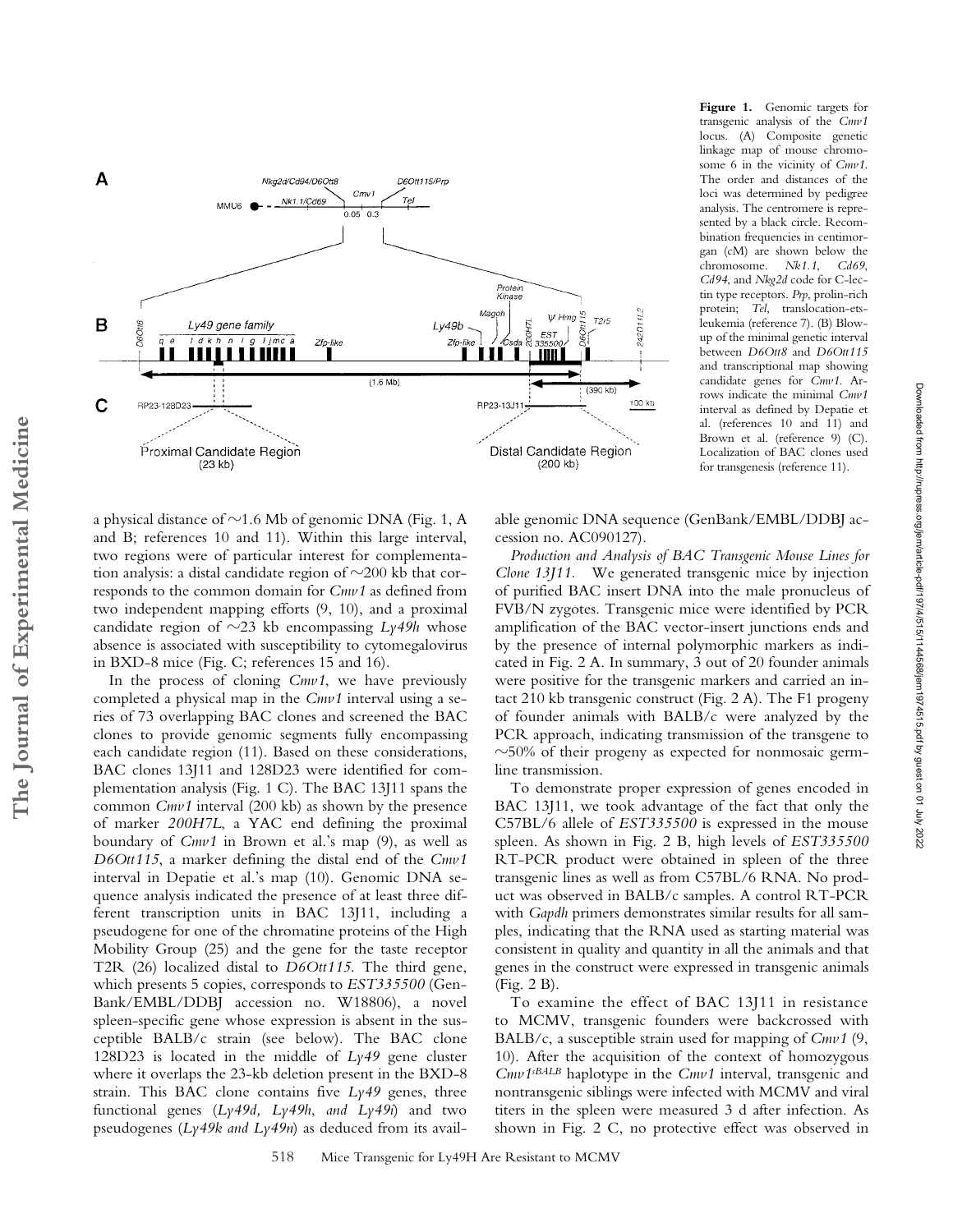**Figure 1.** Genomic targets for transgenic analysis of the *Cmv1* locus. (A) Composite genetic linkage map of mouse chromosome 6 in the vicinity of *Cmv1*. The order and distances of the loci was determined by pedigree analysis. The centromere is represented by a black circle. Recombination frequencies in centimorgan (cM) are shown below the chromosome. *Nk1.1*, *Cd69*, *Cd94*, and *Nkg2d* code for C-lectin type receptors. *Prp*, prolin-rich protein; *Tel*, translocation-ets-leukemia (reference 7). (B) Blowup of the minimal genetic interval between *D6Ott8* and *D6Ott115* and transcriptional map showing candidate genes for *Cmv1*. Arrows indicate the minimal *Cmv1* interval as defined by Depatie et al. (references 10 and 11) and Brown et al. (reference 9) (C). Localization of BAC clones used for transgenesis (reference 11).

a physical distance of ~1.6 Mb of genomic DNA (Fig. 1, A and B; references 10 and 11). Within this large interval, two regions were of particular interest for complementation analysis: a distal candidate region of ~200 kb that corresponds to the common domain for *Cmv1* as defined from two independent mapping efforts (9, 10), and a proximal candidate region of ~23 kb encompassing *Ly49h* whose absence is associated with susceptibility to cytomegalovirus in BXD-8 mice (Fig. C; references 15 and 16).

In the process of cloning *Cmv1*, we have previously completed a physical map in the *Cmv1* interval using a series of 73 overlapping BAC clones and screened the BAC clones to provide genomic segments fully encompassing each candidate region (11). Based on these considerations, BAC clones 13J11 and 128D23 were identified for complementation analysis (Fig. 1 C). The BAC 13J11 spans the common *Cmv1* interval (200 kb) as shown by the presence of marker *200H7L*, a YAC end defining the proximal boundary of *Cmv1* in Brown et al.'s map (9), as well as *D6Ott115*, a marker defining the distal end of the *Cmv1* interval in Depatie et al.'s map (10). Genomic DNA sequence analysis indicated the presence of at least three different transcription units in BAC 13J11, including a pseudogene for one of the chromatine proteins of the High Mobility Group (25) and the gene for the taste receptor T2R (26) localized distal to *D6Ott115*. The third gene, which presents 5 copies, corresponds to *EST335500* (GenBank/EMBL/DDBJ accession no. W18806), a novel spleen-specific gene whose expression is absent in the susceptible BALB/c strain (see below). The BAC clone 128D23 is located in the middle of *Ly49* gene cluster where it overlaps the 23-kb deletion present in the BXD-8 strain. This BAC clone contains five *Ly49* genes, three functional genes (*Ly49d, Ly49h, and Ly49i*) and two pseudogenes (*Ly49k and Ly49n*) as deduced from its available genomic DNA sequence (GenBank/EMBL/DDBJ accession no. AC090127).

*Production and Analysis of BAC Transgenic Mouse Lines for Clone 13J11.* We generated transgenic mice by injection of purified BAC insert DNA into the male pronucleus of FVB/N zygotes. Transgenic mice were identified by PCR amplification of the BAC vector-insert junctions ends and by the presence of internal polymorphic markers as indicated in Fig. 2 A. In summary, 3 out of 20 founder animals were positive for the transgenic markers and carried an intact 210 kb transgenic construct (Fig. 2 A). The F1 progeny of founder animals with BALB/c were analyzed by the PCR approach, indicating transmission of the transgene to ~50% of their progeny as expected for nonmosaic germline transmission.

To demonstrate proper expression of genes encoded in BAC 13J11, we took advantage of the fact that only the C57BL/6 allele of *EST335500* is expressed in the mouse spleen. As shown in Fig. 2 B, high levels of *EST335500* RT-PCR product were obtained in spleen of the three transgenic lines as well as from C57BL/6 RNA. No product was observed in BALB/c samples. A control RT-PCR with *Gapdh* primers demonstrates similar results for all samples, indicating that the RNA used as starting material was consistent in quality and quantity in all the animals and that genes in the construct were expressed in transgenic animals (Fig. 2 B).

To examine the effect of BAC 13J11 in resistance to MCMV, transgenic founders were backcrossed with BALB/c, a susceptible strain used for mapping of *Cmv1* (9, 10). After the acquisition of the context of homozygous *Cmv1*$^{sBALB}$ haplotype in the *Cmv1* interval, transgenic and nontransgenic siblings were infected with MCMV and viral titers in the spleen were measured 3 d after infection. As shown in Fig. 2 C, no protective effect was observed in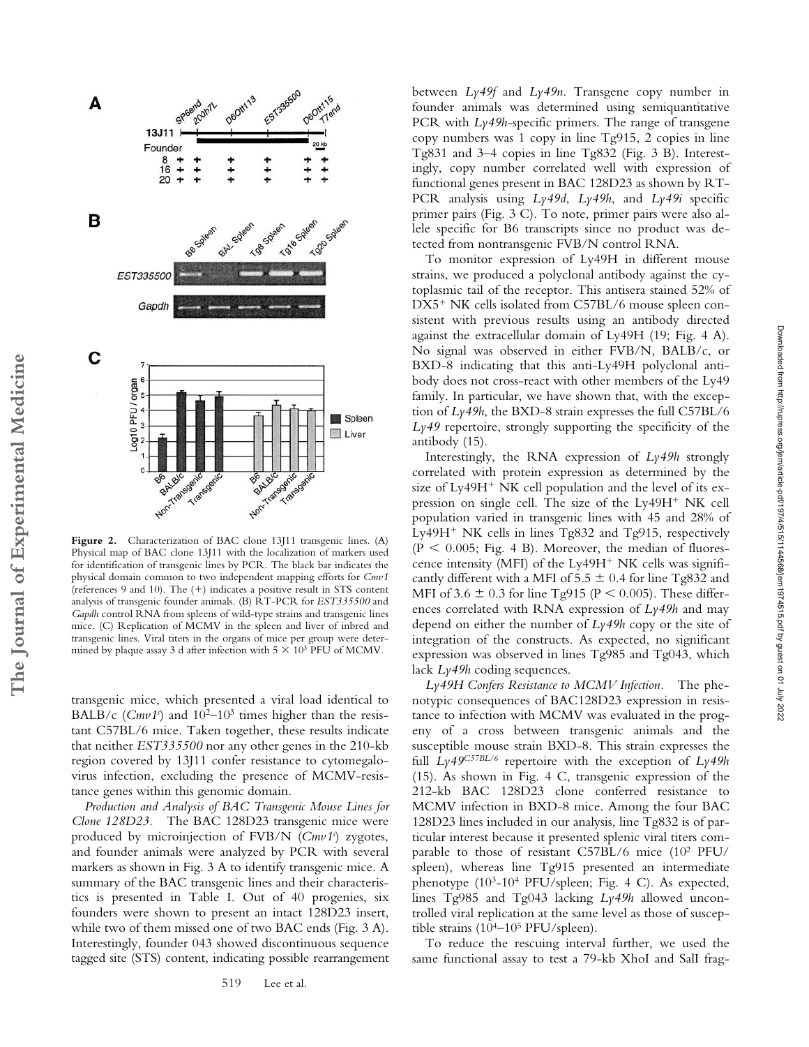**Figure 2.** Characterization of BAC clone 13J11 transgenic lines. (A) Physical map of BAC clone 13J11 with the localization of markers used for identification of transgenic lines by PCR. The black bar indicates the physical domain common to two independent mapping efforts for *Cmv1* (references 9 and 10). The (+) indicates a positive result in STS content analysis of transgenic founder animals. (B) RT-PCR for *EST335500* and *Gapdh* control RNA from spleens of wild-type strains and transgenic lines mice. (C) Replication of MCMV in the spleen and liver of inbred and transgenic lines. Viral titers in the organs of mice per group were determined by plaque assay 3 d after infection with $5 \times 10^3$ PFU of MCMV.

transgenic mice, which presented a viral load identical to BALB/c (*Cmv1*$^s$) and $10^2$–$10^3$ times higher than the resistant C57BL/6 mice. Taken together, these results indicate that neither *EST335500* nor any other genes in the 210-kb region covered by 13J11 confer resistance to cytomegalovirus infection, excluding the presence of MCMV-resistance genes within this genomic domain.

*Production and Analysis of BAC Transgenic Mouse Lines for Clone 128D23.* The BAC 128D23 transgenic mice were produced by microinjection of FVB/N (*Cmv1*$^s$) zygotes, and founder animals were analyzed by PCR with several markers as shown in Fig. 3 A to identify transgenic mice. A summary of the BAC transgenic lines and their characteristics is presented in Table I. Out of 40 progenies, six founders were shown to present an intact 128D23 insert, while two of them missed one of two BAC ends (Fig. 3 A). Interestingly, founder 043 showed discontinuous sequence tagged site (STS) content, indicating possible rearrangement between *Ly49f* and *Ly49n*. Transgene copy number in founder animals was determined using semiquantitative PCR with *Ly49h*-specific primers. The range of transgene copy numbers was 1 copy in line Tg915, 2 copies in line Tg831 and 3–4 copies in line Tg832 (Fig. 3 B). Interestingly, copy number correlated well with expression of functional genes present in BAC 128D23 as shown by RT-PCR analysis using *Ly49d*, *Ly49h*, and *Ly49i* specific primer pairs (Fig. 3 C). To note, primer pairs were also allele specific for B6 transcripts since no product was detected from nontransgenic FVB/N control RNA.

To monitor expression of Ly49H in different mouse strains, we produced a polyclonal antibody against the cytoplasmic tail of the receptor. This antisera stained 52% of DX5$^+$ NK cells isolated from C57BL/6 mouse spleen consistent with previous results using an antibody directed against the extracellular domain of Ly49H (19; Fig. 4 A). No signal was observed in either FVB/N, BALB/c, or BXD-8 indicating that this anti-Ly49H polyclonal antibody does not cross-react with other members of the Ly49 family. In particular, we have shown that, with the exception of *Ly49h*, the BXD-8 strain expresses the full C57BL/6 *Ly49* repertoire, strongly supporting the specificity of the antibody (15).

Interestingly, the RNA expression of *Ly49h* strongly correlated with protein expression as determined by the size of Ly49H$^+$ NK cell population and the level of its expression on single cell. The size of the Ly49H$^+$ NK cell population varied in transgenic lines with 45 and 28% of Ly49H$^+$ NK cells in lines Tg832 and Tg915, respectively ($P < 0.005$; Fig. 4 B). Moreover, the median of fluorescence intensity (MFI) of the Ly49H$^+$ NK cells was significantly different with a MFI of $5.5 \pm 0.4$ for line Tg832 and MFI of $3.6 \pm 0.3$ for line Tg915 ($P < 0.005$). These differences correlated with RNA expression of *Ly49h* and may depend on either the number of *Ly49h* copy or the site of integration of the constructs. As expected, no significant expression was observed in lines Tg985 and Tg043, which lack *Ly49h* coding sequences.

*Ly49H Confers Resistance to MCMV Infection.* The phenotypic consequences of BAC128D23 expression in resistance to infection with MCMV was evaluated in the progeny of a cross between transgenic animals and the susceptible mouse strain BXD-8. This strain expresses the full *Ly49*$^{C57BL/6}$ repertoire with the exception of *Ly49h* (15). As shown in Fig. 4 C, transgenic expression of the 212-kb BAC 128D23 clone conferred resistance to MCMV infection in BXD-8 mice. Among the four BAC 128D23 lines included in our analysis, line Tg832 is of particular interest because it presented splenic viral titers comparable to those of resistant C57BL/6 mice ($10^2$ PFU/spleen), whereas line Tg915 presented an intermediate phenotype ($10^3$-$10^4$ PFU/spleen; Fig. 4 C). As expected, lines Tg985 and Tg043 lacking *Ly49h* allowed uncontrolled viral replication at the same level as those of susceptible strains ($10^4$–$10^5$ PFU/spleen).

To reduce the rescuing interval further, we used the same functional assay to test a 79-kb XhoI and SalI frag-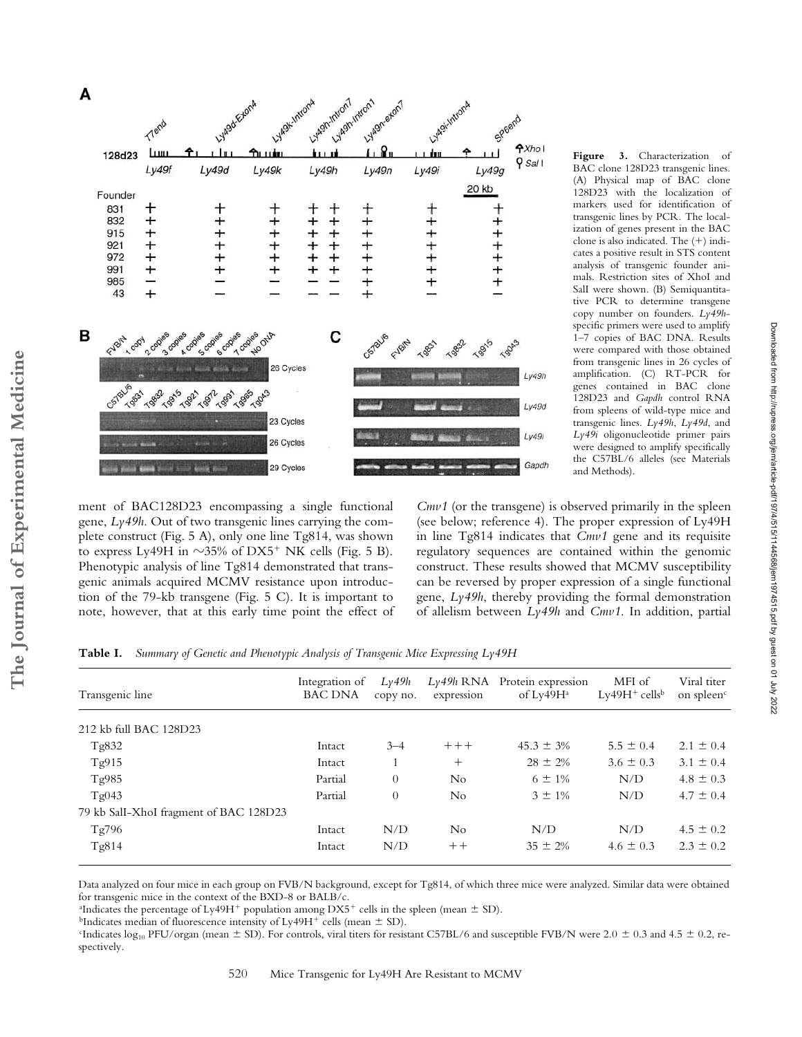**Figure 3.** Characterization of BAC clone 128D23 transgenic lines. (A) Physical map of BAC clone 128D23 with the localization of markers used for identification of transgenic lines by PCR. The localization of genes present in the BAC clone is also indicated. The (+) indicates a positive result in STS content analysis of transgenic founder animals. Restriction sites of XhoI and SalI were shown. (B) Semiquantitative PCR to determine transgene copy number on founders. *Ly49h*-specific primers were used to amplify 1–7 copies of BAC DNA. Results were compared with those obtained from transgenic lines in 26 cycles of amplification. (C) RT-PCR for genes contained in BAC clone 128D23 and *Gapdh* control RNA from spleens of wild-type mice and transgenic lines. *Ly49h*, *Ly49d*, and *Ly49i* oligonucleotide primer pairs were designed to amplify specifically the C57BL/6 alleles (see Materials and Methods).

ment of BAC128D23 encompassing a single functional gene, *Ly49h*. Out of two transgenic lines carrying the complete construct (Fig. 5 A), only one line Tg814, was shown to express Ly49H in ~35% of DX5+ NK cells (Fig. 5 B). Phenotypic analysis of line Tg814 demonstrated that transgenic animals acquired MCMV resistance upon introduction of the 79-kb transgene (Fig. 5 C). It is important to note, however, that at this early time point the effect of *Cmv1* (or the transgene) is observed primarily in the spleen (see below; reference 4). The proper expression of Ly49H in line Tg814 indicates that *Cmv1* gene and its requisite regulatory sequences are contained within the genomic construct. These results showed that MCMV susceptibility can be reversed by proper expression of a single functional gene, *Ly49h*, thereby providing the formal demonstration of allelism between *Ly49h* and *Cmv1*. In addition, partial

**Table I.** *Summary of Genetic and Phenotypic Analysis of Transgenic Mice Expressing Ly49H*

| Transgenic line | Integration of BAC DNA | *Ly49h* copy no. | *Ly49h* RNA expression | Protein expression of Ly49H[a] | MFI of Ly49H+ cells[b] | Viral titer on spleen[c] |
|---|---|---|---|---|---|---|
| 212 kb full BAC 128D23 | | | | | | |
| Tg832 | Intact | 3–4 | +++ | 45.3 ± 3% | 5.5 ± 0.4 | 2.1 ± 0.4 |
| Tg915 | Intact | 1 | + | 28 ± 2% | 3.6 ± 0.3 | 3.1 ± 0.4 |
| Tg985 | Partial | 0 | No | 6 ± 1% | N/D | 4.8 ± 0.3 |
| Tg043 | Partial | 0 | No | 3 ± 1% | N/D | 4.7 ± 0.4 |
| 79 kb SalI-XhoI fragment of BAC 128D23 | | | | | | |
| Tg796 | Intact | N/D | No | N/D | N/D | 4.5 ± 0.2 |
| Tg814 | Intact | N/D | ++ | 35 ± 2% | 4.6 ± 0.3 | 2.3 ± 0.2 |

Data analyzed on four mice in each group on FVB/N background, except for Tg814, of which three mice were analyzed. Similar data were obtained for transgenic mice in the context of the BXD-8 or BALB/c.

[a]Indicates the percentage of Ly49H+ population among DX5+ cells in the spleen (mean ± SD).

[b]Indicates median of fluorescence intensity of Ly49H+ cells (mean ± SD).

[c]Indicates $\log_{10}$ PFU/organ (mean ± SD). For controls, viral titers for resistant C57BL/6 and susceptible FVB/N were 2.0 ± 0.3 and 4.5 ± 0.2, respectively.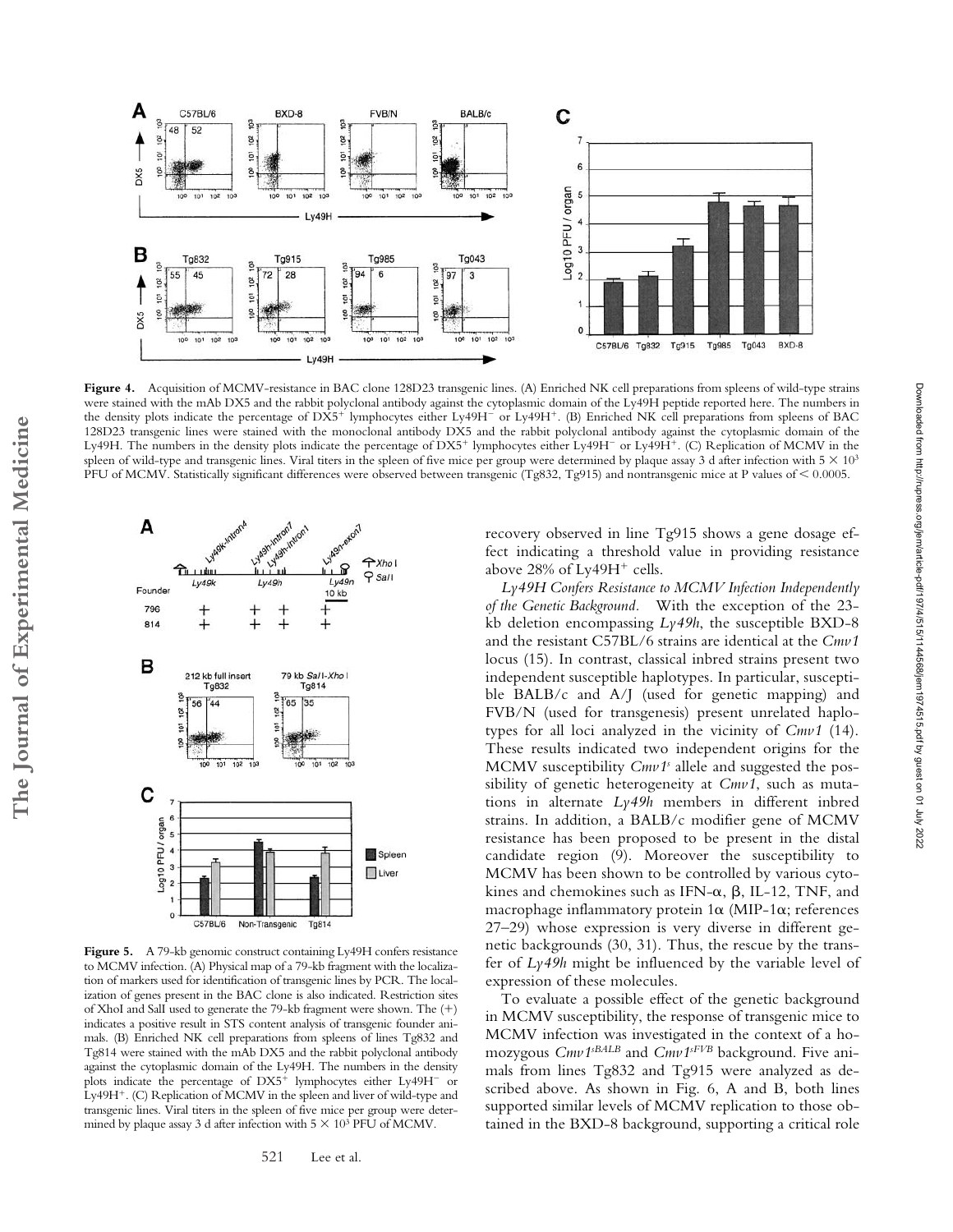**Figure 4.** Acquisition of MCMV-resistance in BAC clone 128D23 transgenic lines. (A) Enriched NK cell preparations from spleens of wild-type strains were stained with the mAb DX5 and the rabbit polyclonal antibody against the cytoplasmic domain of the Ly49H peptide reported here. The numbers in the density plots indicate the percentage of $DX5^+$ lymphocytes either $Ly49H^-$ or $Ly49H^+$. (B) Enriched NK cell preparations from spleens of BAC 128D23 transgenic lines were stained with the monoclonal antibody DX5 and the rabbit polyclonal antibody against the cytoplasmic domain of the Ly49H. The numbers in the density plots indicate the percentage of $DX5^+$ lymphocytes either $Ly49H^-$ or $Ly49H^+$. (C) Replication of MCMV in the spleen of wild-type and transgenic lines. Viral titers in the spleen of five mice per group were determined by plaque assay 3 d after infection with $5 \times 10^3$ PFU of MCMV. Statistically significant differences were observed between transgenic (Tg832, Tg915) and nontransgenic mice at P values of < 0.0005.

**Figure 5.** A 79-kb genomic construct containing Ly49H confers resistance to MCMV infection. (A) Physical map of a 79-kb fragment with the localization of markers used for identification of transgenic lines by PCR. The localization of genes present in the BAC clone is also indicated. Restriction sites of XhoI and SalI used to generate the 79-kb fragment were shown. The (+) indicates a positive result in STS content analysis of transgenic founder animals. (B) Enriched NK cell preparations from spleens of lines Tg832 and Tg814 were stained with the mAb DX5 and the rabbit polyclonal antibody against the cytoplasmic domain of the Ly49H. The numbers in the density plots indicate the percentage of $DX5^+$ lymphocytes either $Ly49H^-$ or $Ly49H^+$. (C) Replication of MCMV in the spleen and liver of wild-type and transgenic lines. Viral titers in the spleen of five mice per group were determined by plaque assay 3 d after infection with $5 \times 10^3$ PFU of MCMV.

recovery observed in line Tg915 shows a gene dosage effect indicating a threshold value in providing resistance above 28% of $Ly49H^+$ cells.

*Ly49H Confers Resistance to MCMV Infection Independently of the Genetic Background.* With the exception of the 23-kb deletion encompassing *Ly49h*, the susceptible BXD-8 and the resistant C57BL/6 strains are identical at the *Cmv1* locus (15). In contrast, classical inbred strains present two independent susceptible haplotypes. In particular, susceptible BALB/c and A/J (used for genetic mapping) and FVB/N (used for transgenesis) present unrelated haplotypes for all loci analyzed in the vicinity of *Cmv1* (14). These results indicated two independent origins for the MCMV susceptibility $Cmv1^s$ allele and suggested the possibility of genetic heterogeneity at *Cmv1*, such as mutations in alternate *Ly49h* members in different inbred strains. In addition, a BALB/c modifier gene of MCMV resistance has been proposed to be present in the distal candidate region (9). Moreover the susceptibility to MCMV has been shown to be controlled by various cytokines and chemokines such as IFN-α, β, IL-12, TNF, and macrophage inflammatory protein 1α (MIP-1α; references 27–29) whose expression is very diverse in different genetic backgrounds (30, 31). Thus, the rescue by the transfer of *Ly49h* might be influenced by the variable level of expression of these molecules.

To evaluate a possible effect of the genetic background in MCMV susceptibility, the response of transgenic mice to MCMV infection was investigated in the context of a homozygous $Cmv1^{sBALB}$ and $Cmv1^{sFVB}$ background. Five animals from lines Tg832 and Tg915 were analyzed as described above. As shown in Fig. 6, A and B, both lines supported similar levels of MCMV replication to those obtained in the BXD-8 background, supporting a critical role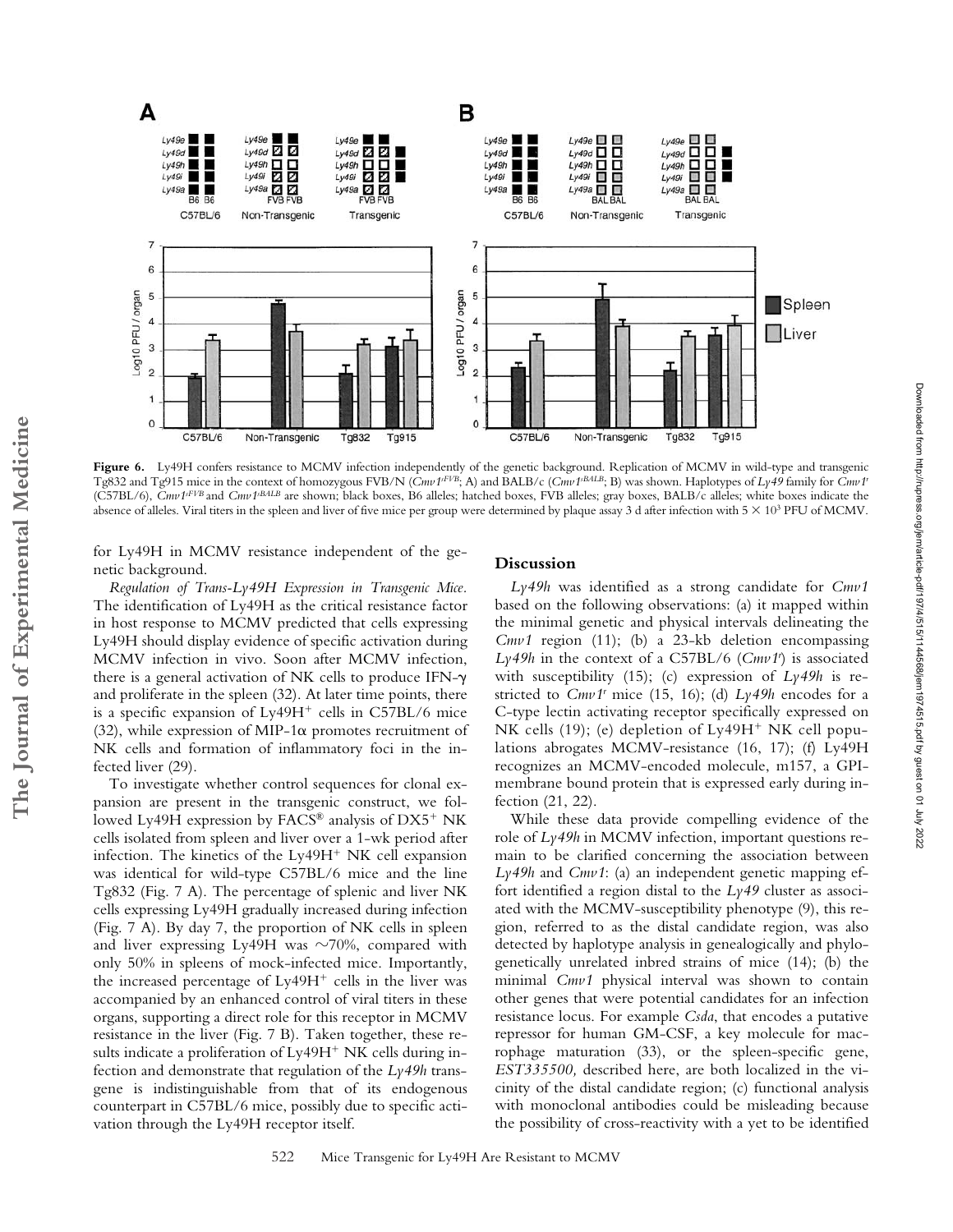**Figure 6.** Ly49H confers resistance to MCMV infection independently of the genetic background. Replication of MCMV in wild-type and transgenic Tg832 and Tg915 mice in the context of homozygous FVB/N (*Cmv1*[sFVB]; A) and BALB/c (*Cmv1*[sBALB]; B) was shown. Haplotypes of *Ly49* family for *Cmv1*[r] (C57BL/6), *Cmv1*[sFVB] and *Cmv1*[sBALB] are shown; black boxes, B6 alleles; hatched boxes, FVB alleles; gray boxes, BALB/c alleles; white boxes indicate the absence of alleles. Viral titers in the spleen and liver of five mice per group were determined by plaque assay 3 d after infection with $5 \times 10^3$ PFU of MCMV.

for Ly49H in MCMV resistance independent of the genetic background.

*Regulation of Trans-Ly49H Expression in Transgenic Mice.* The identification of Ly49H as the critical resistance factor in host response to MCMV predicted that cells expressing Ly49H should display evidence of specific activation during MCMV infection in vivo. Soon after MCMV infection, there is a general activation of NK cells to produce IFN-γ and proliferate in the spleen (32). At later time points, there is a specific expansion of Ly49H$^+$ cells in C57BL/6 mice (32), while expression of MIP-1α promotes recruitment of NK cells and formation of inflammatory foci in the infected liver (29).

To investigate whether control sequences for clonal expansion are present in the transgenic construct, we followed Ly49H expression by FACS® analysis of DX5$^+$ NK cells isolated from spleen and liver over a 1-wk period after infection. The kinetics of the Ly49H$^+$ NK cell expansion was identical for wild-type C57BL/6 mice and the line Tg832 (Fig. 7 A). The percentage of splenic and liver NK cells expressing Ly49H gradually increased during infection (Fig. 7 A). By day 7, the proportion of NK cells in spleen and liver expressing Ly49H was ~70%, compared with only 50% in spleens of mock-infected mice. Importantly, the increased percentage of Ly49H$^+$ cells in the liver was accompanied by an enhanced control of viral titers in these organs, supporting a direct role for this receptor in MCMV resistance in the liver (Fig. 7 B). Taken together, these results indicate a proliferation of Ly49H$^+$ NK cells during infection and demonstrate that regulation of the *Ly49h* transgene is indistinguishable from that of its endogenous counterpart in C57BL/6 mice, possibly due to specific activation through the Ly49H receptor itself.

## Discussion

*Ly49h* was identified as a strong candidate for *Cmv1* based on the following observations: (a) it mapped within the minimal genetic and physical intervals delineating the *Cmv1* region (11); (b) a 23-kb deletion encompassing *Ly49h* in the context of a C57BL/6 (*Cmv1*[r]) is associated with susceptibility (15); (c) expression of *Ly49h* is restricted to *Cmv1*[r] mice (15, 16); (d) *Ly49h* encodes for a C-type lectin activating receptor specifically expressed on NK cells (19); (e) depletion of Ly49H$^+$ NK cell populations abrogates MCMV-resistance (16, 17); (f) Ly49H recognizes an MCMV-encoded molecule, m157, a GPI-membrane bound protein that is expressed early during infection (21, 22).

While these data provide compelling evidence of the role of *Ly49h* in MCMV infection, important questions remain to be clarified concerning the association between *Ly49h* and *Cmv1*: (a) an independent genetic mapping effort identified a region distal to the *Ly49* cluster as associated with the MCMV-susceptibility phenotype (9), this region, referred to as the distal candidate region, was also detected by haplotype analysis in genealogically and phylogenetically unrelated inbred strains of mice (14); (b) the minimal *Cmv1* physical interval was shown to contain other genes that were potential candidates for an infection resistance locus. For example *Csda*, that encodes a putative repressor for human GM-CSF, a key molecule for macrophage maturation (33), or the spleen-specific gene, *EST335500,* described here, are both localized in the vicinity of the distal candidate region; (c) functional analysis with monoclonal antibodies could be misleading because the possibility of cross-reactivity with a yet to be identified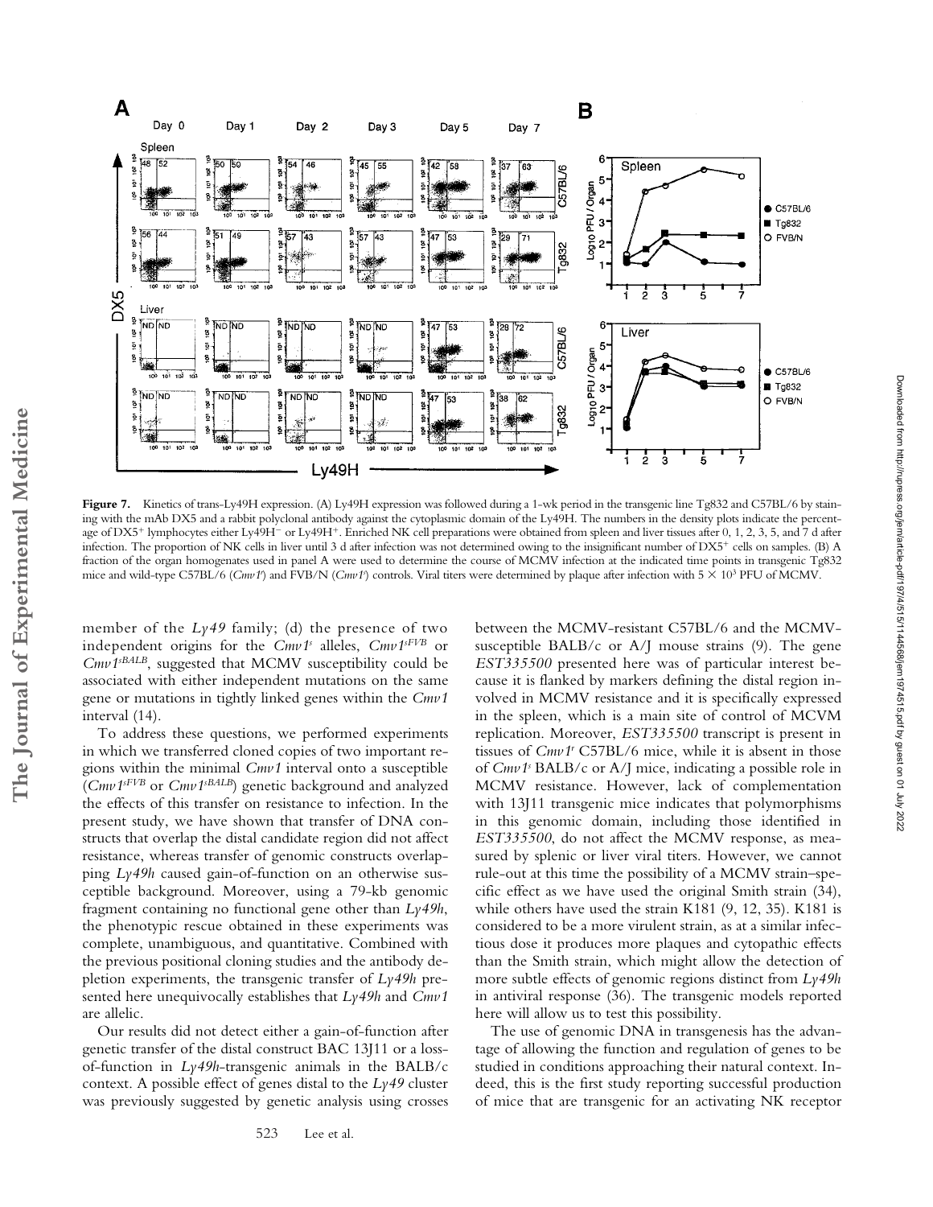**Figure 7.** Kinetics of trans-Ly49H expression. (A) Ly49H expression was followed during a 1-wk period in the transgenic line Tg832 and C57BL/6 by staining with the mAb DX5 and a rabbit polyclonal antibody against the cytoplasmic domain of the Ly49H. The numbers in the density plots indicate the percentage of DX5$^+$ lymphocytes either Ly49H$^-$ or Ly49H$^+$. Enriched NK cell preparations were obtained from spleen and liver tissues after 0, 1, 2, 3, 5, and 7 d after infection. The proportion of NK cells in liver until 3 d after infection was not determined owing to the insignificant number of DX5$^+$ cells on samples. (B) A fraction of the organ homogenates used in panel A were used to determine the course of MCMV infection at the indicated time points in transgenic Tg832 mice and wild-type C57BL/6 (*Cmv1^r*) and FVB/N (*Cmv1^s*) controls. Viral titers were determined by plaque after infection with $5 \times 10^3$ PFU of MCMV.

member of the *Ly49* family; (d) the presence of two independent origins for the *Cmv1^s* alleles, *Cmv1^sFVB* or *Cmv1^sBALB*, suggested that MCMV susceptibility could be associated with either independent mutations on the same gene or mutations in tightly linked genes within the *Cmv1* interval (14).

To address these questions, we performed experiments in which we transferred cloned copies of two important regions within the minimal *Cmv1* interval onto a susceptible (*Cmv1^sFVB* or *Cmv1^sBALB*) genetic background and analyzed the effects of this transfer on resistance to infection. In the present study, we have shown that transfer of DNA constructs that overlap the distal candidate region did not affect resistance, whereas transfer of genomic constructs overlapping *Ly49h* caused gain-of-function on an otherwise susceptible background. Moreover, using a 79-kb genomic fragment containing no functional gene other than *Ly49h*, the phenotypic rescue obtained in these experiments was complete, unambiguous, and quantitative. Combined with the previous positional cloning studies and the antibody depletion experiments, the transgenic transfer of *Ly49h* presented here unequivocally establishes that *Ly49h* and *Cmv1* are allelic.

Our results did not detect either a gain-of-function after genetic transfer of the distal construct BAC 13J11 or a loss-of-function in *Ly49h*-transgenic animals in the BALB/c context. A possible effect of genes distal to the *Ly49* cluster was previously suggested by genetic analysis using crosses between the MCMV-resistant C57BL/6 and the MCMV-susceptible BALB/c or A/J mouse strains (9). The gene *EST335500* presented here was of particular interest because it is flanked by markers defining the distal region involved in MCMV resistance and it is specifically expressed in the spleen, which is a main site of control of MCVM replication. Moreover, *EST335500* transcript is present in tissues of *Cmv1^r* C57BL/6 mice, while it is absent in those of *Cmv1^s* BALB/c or A/J mice, indicating a possible role in MCMV resistance. However, lack of complementation with 13J11 transgenic mice indicates that polymorphisms in this genomic domain, including those identified in *EST335500*, do not affect the MCMV response, as measured by splenic or liver viral titers. However, we cannot rule-out at this time the possibility of a MCMV strain–specific effect as we have used the original Smith strain (34), while others have used the strain K181 (9, 12, 35). K181 is considered to be a more virulent strain, as at a similar infectious dose it produces more plaques and cytopathic effects than the Smith strain, which might allow the detection of more subtle effects of genomic regions distinct from *Ly49h* in antiviral response (36). The transgenic models reported here will allow us to test this possibility.

The use of genomic DNA in transgenesis has the advantage of allowing the function and regulation of genes to be studied in conditions approaching their natural context. Indeed, this is the first study reporting successful production of mice that are transgenic for an activating NK receptor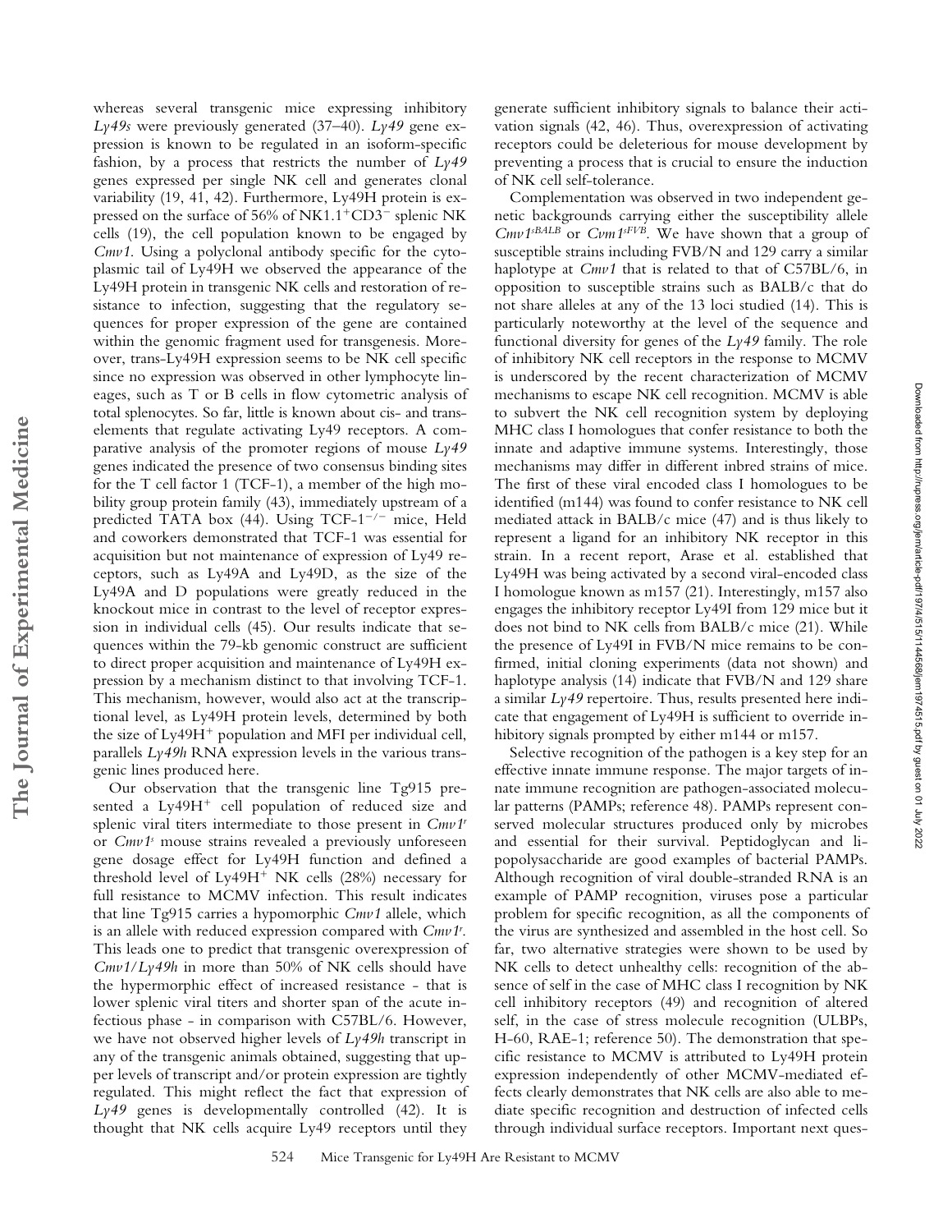whereas several transgenic mice expressing inhibitory *Ly49s* were previously generated (37–40). *Ly49* gene expression is known to be regulated in an isoform-specific fashion, by a process that restricts the number of *Ly49* genes expressed per single NK cell and generates clonal variability (19, 41, 42). Furthermore, Ly49H protein is expressed on the surface of 56% of $NK1.1^+CD3^-$ splenic NK cells (19), the cell population known to be engaged by *Cmv1*. Using a polyclonal antibody specific for the cytoplasmic tail of Ly49H we observed the appearance of the Ly49H protein in transgenic NK cells and restoration of resistance to infection, suggesting that the regulatory sequences for proper expression of the gene are contained within the genomic fragment used for transgenesis. Moreover, trans-Ly49H expression seems to be NK cell specific since no expression was observed in other lymphocyte lineages, such as T or B cells in flow cytometric analysis of total splenocytes. So far, little is known about cis- and trans-elements that regulate activating Ly49 receptors. A comparative analysis of the promoter regions of mouse *Ly49* genes indicated the presence of two consensus binding sites for the T cell factor 1 (TCF-1), a member of the high mobility group protein family (43), immediately upstream of a predicted TATA box (44). Using $TCF\text{-}1^{-/-}$ mice, Held and coworkers demonstrated that TCF-1 was essential for acquisition but not maintenance of expression of Ly49 receptors, such as Ly49A and Ly49D, as the size of the Ly49A and D populations were greatly reduced in the knockout mice in contrast to the level of receptor expression in individual cells (45). Our results indicate that sequences within the 79-kb genomic construct are sufficient to direct proper acquisition and maintenance of Ly49H expression by a mechanism distinct to that involving TCF-1. This mechanism, however, would also act at the transcriptional level, as Ly49H protein levels, determined by both the size of $Ly49H^+$ population and MFI per individual cell, parallels *Ly49h* RNA expression levels in the various transgenic lines produced here.

Our observation that the transgenic line Tg915 presented a $Ly49H^+$ cell population of reduced size and splenic viral titers intermediate to those present in $Cmv1^r$ or $Cmv1^s$ mouse strains revealed a previously unforeseen gene dosage effect for Ly49H function and defined a threshold level of $Ly49H^+$ NK cells (28%) necessary for full resistance to MCMV infection. This result indicates that line Tg915 carries a hypomorphic *Cmv1* allele, which is an allele with reduced expression compared with $Cmv1^r$. This leads one to predict that transgenic overexpression of *Cmv1/Ly49h* in more than 50% of NK cells should have the hypermorphic effect of increased resistance - that is lower splenic viral titers and shorter span of the acute infectious phase - in comparison with C57BL/6. However, we have not observed higher levels of *Ly49h* transcript in any of the transgenic animals obtained, suggesting that upper levels of transcript and/or protein expression are tightly regulated. This might reflect the fact that expression of *Ly49* genes is developmentally controlled (42). It is thought that NK cells acquire Ly49 receptors until they generate sufficient inhibitory signals to balance their activation signals (42, 46). Thus, overexpression of activating receptors could be deleterious for mouse development by preventing a process that is crucial to ensure the induction of NK cell self-tolerance.

Complementation was observed in two independent genetic backgrounds carrying either the susceptibility allele $Cmv1^{sBALB}$ or $Cvm1^{sFVB}$. We have shown that a group of susceptible strains including FVB/N and 129 carry a similar haplotype at *Cmv1* that is related to that of C57BL/6, in opposition to susceptible strains such as BALB/c that do not share alleles at any of the 13 loci studied (14). This is particularly noteworthy at the level of the sequence and functional diversity for genes of the *Ly49* family. The role of inhibitory NK cell receptors in the response to MCMV is underscored by the recent characterization of MCMV mechanisms to escape NK cell recognition. MCMV is able to subvert the NK cell recognition system by deploying MHC class I homologues that confer resistance to both the innate and adaptive immune systems. Interestingly, those mechanisms may differ in different inbred strains of mice. The first of these viral encoded class I homologues to be identified (m144) was found to confer resistance to NK cell mediated attack in BALB/c mice (47) and is thus likely to represent a ligand for an inhibitory NK receptor in this strain. In a recent report, Arase et al. established that Ly49H was being activated by a second viral-encoded class I homologue known as m157 (21). Interestingly, m157 also engages the inhibitory receptor Ly49I from 129 mice but it does not bind to NK cells from BALB/c mice (21). While the presence of Ly49I in FVB/N mice remains to be confirmed, initial cloning experiments (data not shown) and haplotype analysis (14) indicate that FVB/N and 129 share a similar *Ly49* repertoire. Thus, results presented here indicate that engagement of Ly49H is sufficient to override inhibitory signals prompted by either m144 or m157.

Selective recognition of the pathogen is a key step for an effective innate immune response. The major targets of innate immune recognition are pathogen-associated molecular patterns (PAMPs; reference 48). PAMPs represent conserved molecular structures produced only by microbes and essential for their survival. Peptidoglycan and lipopolysaccharide are good examples of bacterial PAMPs. Although recognition of viral double-stranded RNA is an example of PAMP recognition, viruses pose a particular problem for specific recognition, as all the components of the virus are synthesized and assembled in the host cell. So far, two alternative strategies were shown to be used by NK cells to detect unhealthy cells: recognition of the absence of self in the case of MHC class I recognition by NK cell inhibitory receptors (49) and recognition of altered self, in the case of stress molecule recognition (ULBPs, H-60, RAE-1; reference 50). The demonstration that specific resistance to MCMV is attributed to Ly49H protein expression independently of other MCMV-mediated effects clearly demonstrates that NK cells are also able to mediate specific recognition and destruction of infected cells through individual surface receptors. Important next ques-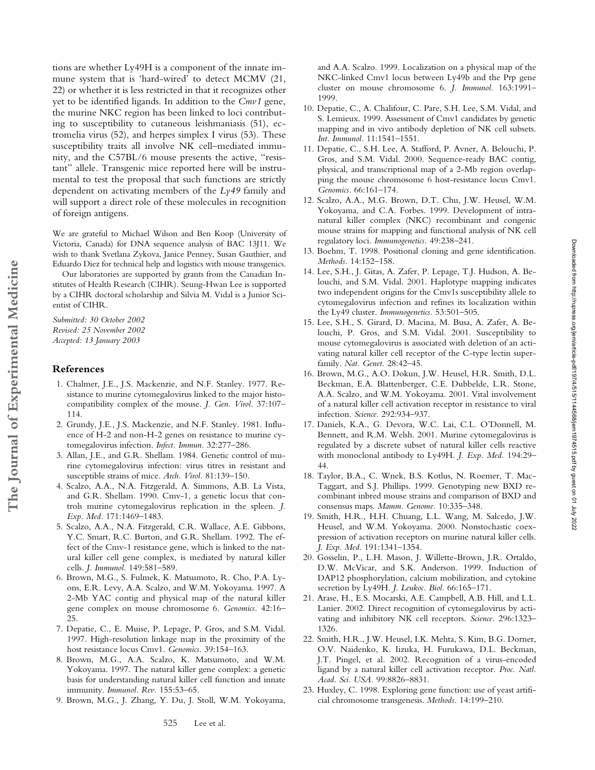tions are whether Ly49H is a component of the innate immune system that is 'hard-wired' to detect MCMV (21, 22) or whether it is less restricted in that it recognizes other yet to be identified ligands. In addition to the *Cmv1* gene, the murine NKC region has been linked to loci contributing to susceptibility to cutaneous leishmaniasis (51), ectromelia virus (52), and herpes simplex I virus (53). These susceptibility traits all involve NK cell–mediated immunity, and the C57BL/6 mouse presents the active, "resistant" allele. Transgenic mice reported here will be instrumental to test the proposal that such functions are strictly dependent on activating members of the *Ly49* family and will support a direct role of these molecules in recognition of foreign antigens.

We are grateful to Michael Wilson and Ben Koop (University of Victoria, Canada) for DNA sequence analysis of BAC 13J11. We wish to thank Svetlana Zykova, Janice Penney, Susan Gauthier, and Eduardo Diez for technical help and logistics with mouse transgenics.

Our laboratories are supported by grants from the Canadian Institutes of Health Research (CIHR). Seung-Hwan Lee is supported by a CIHR doctoral scholarship and Silvia M. Vidal is a Junior Scientist of CIHR.

*Submitted: 30 October 2002*
*Revised: 25 November 2002*
*Accepted: 13 January 2003*

## References

1. Chalmer, J.E., J.S. Mackenzie, and N.F. Stanley. 1977. Resistance to murine cytomegalovirus linked to the major histocompatibility complex of the mouse. *J. Gen. Virol.* 37:107–114.
2. Grundy, J.E., J.S. Mackenzie, and N.F. Stanley. 1981. Influence of H-2 and non–H-2 genes on resistance to murine cytomegalovirus infection. *Infect. Immun.* 32:277–286.
3. Allan, J.E., and G.R. Shellam. 1984. Genetic control of murine cytomegalovirus infection: virus titres in resistant and susceptible strains of mice. *Arch. Virol.* 81:139–150.
4. Scalzo, A.A., N.A. Fitzgerald, A. Simmons, A.B. La Vista, and G.R. Shellam. 1990. Cmv-1, a genetic locus that controls murine cytomegalovirus replication in the spleen. *J. Exp. Med.* 171:1469–1483.
5. Scalzo, A.A., N.A. Fitzgerald, C.R. Wallace, A.E. Gibbons, Y.C. Smart, R.C. Burton, and G.R. Shellam. 1992. The effect of the Cmv-1 resistance gene, which is linked to the natural killer cell gene complex, is mediated by natural killer cells. *J. Immunol.* 149:581–589.
6. Brown, M.G., S. Fulmek, K. Matsumoto, R. Cho, P.A. Lyons, E.R. Levy, A.A. Scalzo, and W.M. Yokoyama. 1997. A 2-Mb YAC contig and physical map of the natural killer gene complex on mouse chromosome 6. *Genomics.* 42:16–25.
7. Depatie, C., E. Muise, P. Lepage, P. Gros, and S.M. Vidal. 1997. High-resolution linkage map in the proximity of the host resistance locus Cmv1. *Genomics.* 39:154–163.
8. Brown, M.G., A.A. Scalzo, K. Matsumoto, and W.M. Yokoyama. 1997. The natural killer gene complex: a genetic basis for understanding natural killer cell function and innate immunity. *Immunol. Rev.* 155:53–65.
9. Brown, M.G., J. Zhang, Y. Du, J. Stoll, W.M. Yokoyama, and A.A. Scalzo. 1999. Localization on a physical map of the NKC-linked Cmv1 locus between Ly49b and the Prp gene cluster on mouse chromosome 6. *J. Immunol.* 163:1991–1999.
10. Depatie, C., A. Chalifour, C. Pare, S.H. Lee, S.M. Vidal, and S. Lemieux. 1999. Assessment of Cmv1 candidates by genetic mapping and in vivo antibody depletion of NK cell subsets. *Int. Immunol.* 11:1541–1551.
11. Depatie, C., S.H. Lee, A. Stafford, P. Avner, A. Belouchi, P. Gros, and S.M. Vidal. 2000. Sequence-ready BAC contig, physical, and transcriptional map of a 2-Mb region overlapping the mouse chromosome 6 host-resistance locus Cmv1. *Genomics.* 66:161–174.
12. Scalzo, A.A., M.G. Brown, D.T. Chu, J.W. Heusel, W.M. Yokoyama, and C.A. Forbes. 1999. Development of intra-natural killer complex (NKC) recombinant and congenic mouse strains for mapping and functional analysis of NK cell regulatory loci. *Immunogenetics.* 49:238–241.
13. Boehm, T. 1998. Positional cloning and gene identification. *Methods.* 14:152–158.
14. Lee, S.H., J. Gitas, A. Zafer, P. Lepage, T.J. Hudson, A. Belouchi, and S.M. Vidal. 2001. Haplotype mapping indicates two independent origins for the Cmv1s susceptibility allele to cytomegalovirus infection and refines its localization within the Ly49 cluster. *Immunogenetics.* 53:501–505.
15. Lee, S.H., S. Girard, D. Macina, M. Busa, A. Zafer, A. Belouchi, P. Gros, and S.M. Vidal. 2001. Susceptibility to mouse cytomegalovirus is associated with deletion of an activating natural killer cell receptor of the C-type lectin superfamily. *Nat. Genet.* 28:42–45.
16. Brown, M.G., A.O. Dokun, J.W. Heusel, H.R. Smith, D.L. Beckman, E.A. Blattenberger, C.E. Dubbelde, L.R. Stone, A.A. Scalzo, and W.M. Yokoyama. 2001. Vital involvement of a natural killer cell activation receptor in resistance to viral infection. *Science.* 292:934–937.
17. Daniels, K.A., G. Devora, W.C. Lai, C.L. O'Donnell, M. Bennett, and R.M. Welsh. 2001. Murine cytomegalovirus is regulated by a discrete subset of natural killer cells reactive with monoclonal antibody to Ly49H. *J. Exp. Med.* 194:29–44.
18. Taylor, B.A., C. Wnek, B.S. Kotlus, N. Roemer, T. MacTaggart, and S.J. Phillips. 1999. Genotyping new BXD recombinant inbred mouse strains and comparison of BXD and consensus maps. *Mamm. Genome.* 10:335–348.
19. Smith, H.R., H.H. Chuang, L.L. Wang, M. Salcedo, J.W. Heusel, and W.M. Yokoyama. 2000. Nonstochastic coexpression of activation receptors on murine natural killer cells. *J. Exp. Med.* 191:1341–1354.
20. Gosselin, P., L.H. Mason, J. Willette-Brown, J.R. Ortaldo, D.W. McVicar, and S.K. Anderson. 1999. Induction of DAP12 phosphorylation, calcium mobilization, and cytokine secretion by Ly49H. *J. Leukoc. Biol.* 66:165–171.
21. Arase, H., E.S. Mocarski, A.E. Campbell, A.B. Hill, and L.L. Lanier. 2002. Direct recognition of cytomegalovirus by activating and inhibitory NK cell receptors. *Science.* 296:1323–1326.
22. Smith, H.R., J.W. Heusel, I.K. Mehta, S. Kim, B.G. Dorner, O.V. Naidenko, K. Iizuka, H. Furukawa, D.L. Beckman, J.T. Pingel, et al. 2002. Recognition of a virus-encoded ligand by a natural killer cell activation receptor. *Proc. Natl. Acad. Sci. USA.* 99:8826–8831.
23. Huxley, C. 1998. Exploring gene function: use of yeast artificial chromosome transgenesis. *Methods.* 14:199–210.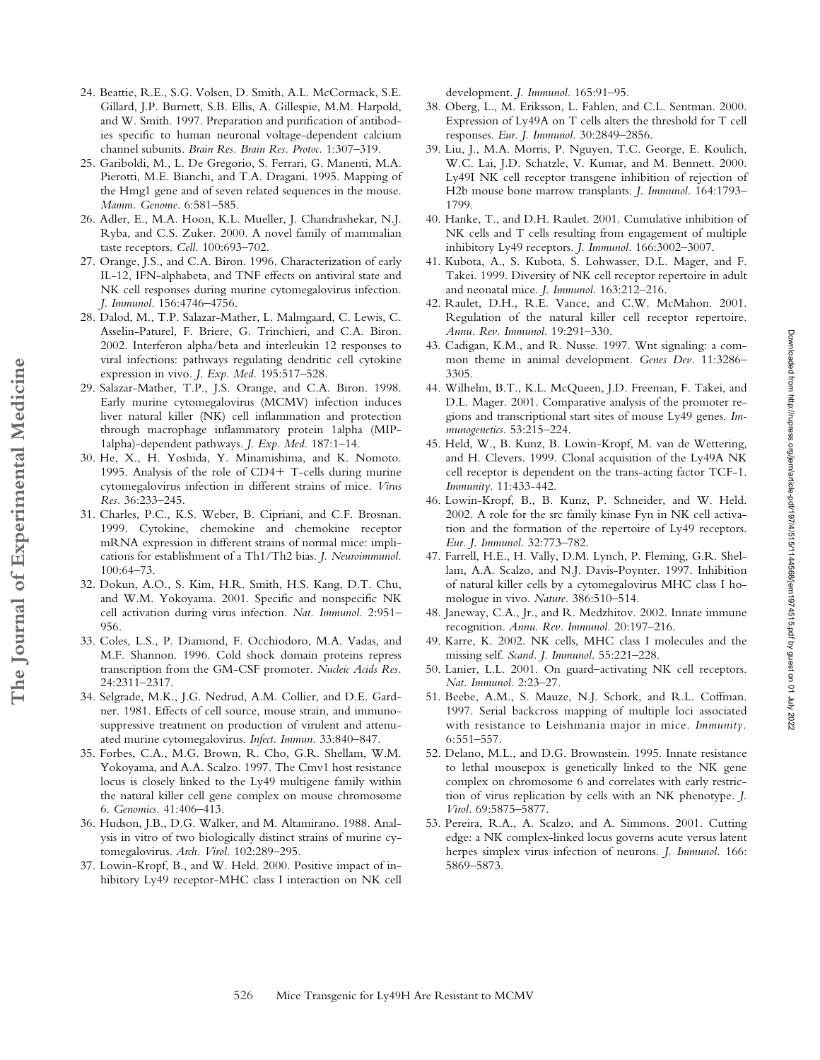24. Beattie, R.E., S.G. Volsen, D. Smith, A.L. McCormack, S.E. Gillard, J.P. Burnett, S.B. Ellis, A. Gillespie, M.M. Harpold, and W. Smith. 1997. Preparation and purification of antibodies specific to human neuronal voltage-dependent calcium channel subunits. *Brain Res. Brain Res. Protoc.* 1:307–319.
25. Gariboldi, M., L. De Gregorio, S. Ferrari, G. Manenti, M.A. Pierotti, M.E. Bianchi, and T.A. Dragani. 1995. Mapping of the Hmg1 gene and of seven related sequences in the mouse. *Mamm. Genome.* 6:581–585.
26. Adler, E., M.A. Hoon, K.L. Mueller, J. Chandrashekar, N.J. Ryba, and C.S. Zuker. 2000. A novel family of mammalian taste receptors. *Cell.* 100:693–702.
27. Orange, J.S., and C.A. Biron. 1996. Characterization of early IL-12, IFN-alphabeta, and TNF effects on antiviral state and NK cell responses during murine cytomegalovirus infection. *J. Immunol.* 156:4746–4756.
28. Dalod, M., T.P. Salazar-Mather, L. Malmgaard, C. Lewis, C. Asselin-Paturel, F. Briere, G. Trinchieri, and C.A. Biron. 2002. Interferon alpha/beta and interleukin 12 responses to viral infections: pathways regulating dendritic cell cytokine expression in vivo. *J. Exp. Med.* 195:517–528.
29. Salazar-Mather, T.P., J.S. Orange, and C.A. Biron. 1998. Early murine cytomegalovirus (MCMV) infection induces liver natural killer (NK) cell inflammation and protection through macrophage inflammatory protein 1alpha (MIP-1alpha)-dependent pathways. *J. Exp. Med.* 187:1–14.
30. He, X., H. Yoshida, Y. Minamishima, and K. Nomoto. 1995. Analysis of the role of CD4+ T-cells during murine cytomegalovirus infection in different strains of mice. *Virus Res.* 36:233–245.
31. Charles, P.C., K.S. Weber, B. Cipriani, and C.F. Brosnan. 1999. Cytokine, chemokine and chemokine receptor mRNA expression in different strains of normal mice: implications for establishment of a Th1/Th2 bias. *J. Neuroimmunol.* 100:64–73.
32. Dokun, A.O., S. Kim, H.R. Smith, H.S. Kang, D.T. Chu, and W.M. Yokoyama. 2001. Specific and nonspecific NK cell activation during virus infection. *Nat. Immunol.* 2:951–956.
33. Coles, L.S., P. Diamond, F. Occhiodoro, M.A. Vadas, and M.F. Shannon. 1996. Cold shock domain proteins repress transcription from the GM-CSF promoter. *Nucleic Acids Res.* 24:2311–2317.
34. Selgrade, M.K., J.G. Nedrud, A.M. Collier, and D.E. Gardner. 1981. Effects of cell source, mouse strain, and immunosuppressive treatment on production of virulent and attenuated murine cytomegalovirus. *Infect. Immun.* 33:840–847.
35. Forbes, C.A., M.G. Brown, R. Cho, G.R. Shellam, W.M. Yokoyama, and A.A. Scalzo. 1997. The Cmv1 host resistance locus is closely linked to the Ly49 multigene family within the natural killer cell gene complex on mouse chromosome 6. *Genomics.* 41:406–413.
36. Hudson, J.B., D.G. Walker, and M. Altamirano. 1988. Analysis in vitro of two biologically distinct strains of murine cytomegalovirus. *Arch. Virol.* 102:289–295.
37. Lowin-Kropf, B., and W. Held. 2000. Positive impact of inhibitory Ly49 receptor-MHC class I interaction on NK cell development. *J. Immunol.* 165:91–95.
38. Oberg, L., M. Eriksson, L. Fahlen, and C.L. Sentman. 2000. Expression of Ly49A on T cells alters the threshold for T cell responses. *Eur. J. Immunol.* 30:2849–2856.
39. Liu, J., M.A. Morris, P. Nguyen, T.C. George, E. Koulich, W.C. Lai, J.D. Schatzle, V. Kumar, and M. Bennett. 2000. Ly49I NK cell receptor transgene inhibition of rejection of H2b mouse bone marrow transplants. *J. Immunol.* 164:1793–1799.
40. Hanke, T., and D.H. Raulet. 2001. Cumulative inhibition of NK cells and T cells resulting from engagement of multiple inhibitory Ly49 receptors. *J. Immunol.* 166:3002–3007.
41. Kubota, A., S. Kubota, S. Lohwasser, D.L. Mager, and F. Takei. 1999. Diversity of NK cell receptor repertoire in adult and neonatal mice. *J. Immunol.* 163:212–216.
42. Raulet, D.H., R.E. Vance, and C.W. McMahon. 2001. Regulation of the natural killer cell receptor repertoire. *Annu. Rev. Immunol.* 19:291–330.
43. Cadigan, K.M., and R. Nusse. 1997. Wnt signaling: a common theme in animal development. *Genes Dev.* 11:3286–3305.
44. Wilhelm, B.T., K.L. McQueen, J.D. Freeman, F. Takei, and D.L. Mager. 2001. Comparative analysis of the promoter regions and transcriptional start sites of mouse Ly49 genes. *Immunogenetics.* 53:215–224.
45. Held, W., B. Kunz, B. Lowin-Kropf, M. van de Wettering, and H. Clevers. 1999. Clonal acquisition of the Ly49A NK cell receptor is dependent on the trans-acting factor TCF-1. *Immunity.* 11:433-442.
46. Lowin-Kropf, B., B. Kunz, P. Schneider, and W. Held. 2002. A role for the src family kinase Fyn in NK cell activation and the formation of the repertoire of Ly49 receptors. *Eur. J. Immunol.* 32:773–782.
47. Farrell, H.E., H. Vally, D.M. Lynch, P. Fleming, G.R. Shellam, A.A. Scalzo, and N.J. Davis-Poynter. 1997. Inhibition of natural killer cells by a cytomegalovirus MHC class I homologue in vivo. *Nature.* 386:510–514.
48. Janeway, C.A., Jr., and R. Medzhitov. 2002. Innate immune recognition. *Annu. Rev. Immunol.* 20:197–216.
49. Karre, K. 2002. NK cells, MHC class I molecules and the missing self. *Scand. J. Immunol.* 55:221–228.
50. Lanier, L.L. 2001. On guard–activating NK cell receptors. *Nat. Immunol.* 2:23–27.
51. Beebe, A.M., S. Mauze, N.J. Schork, and R.L. Coffman. 1997. Serial backcross mapping of multiple loci associated with resistance to Leishmania major in mice. *Immunity.* 6:551–557.
52. Delano, M.L., and D.G. Brownstein. 1995. Innate resistance to lethal mousepox is genetically linked to the NK gene complex on chromosome 6 and correlates with early restriction of virus replication by cells with an NK phenotype. *J. Virol.* 69:5875–5877.
53. Pereira, R.A., A. Scalzo, and A. Simmons. 2001. Cutting edge: a NK complex-linked locus governs acute versus latent herpes simplex virus infection of neurons. *J. Immunol.* 166: 5869–5873.